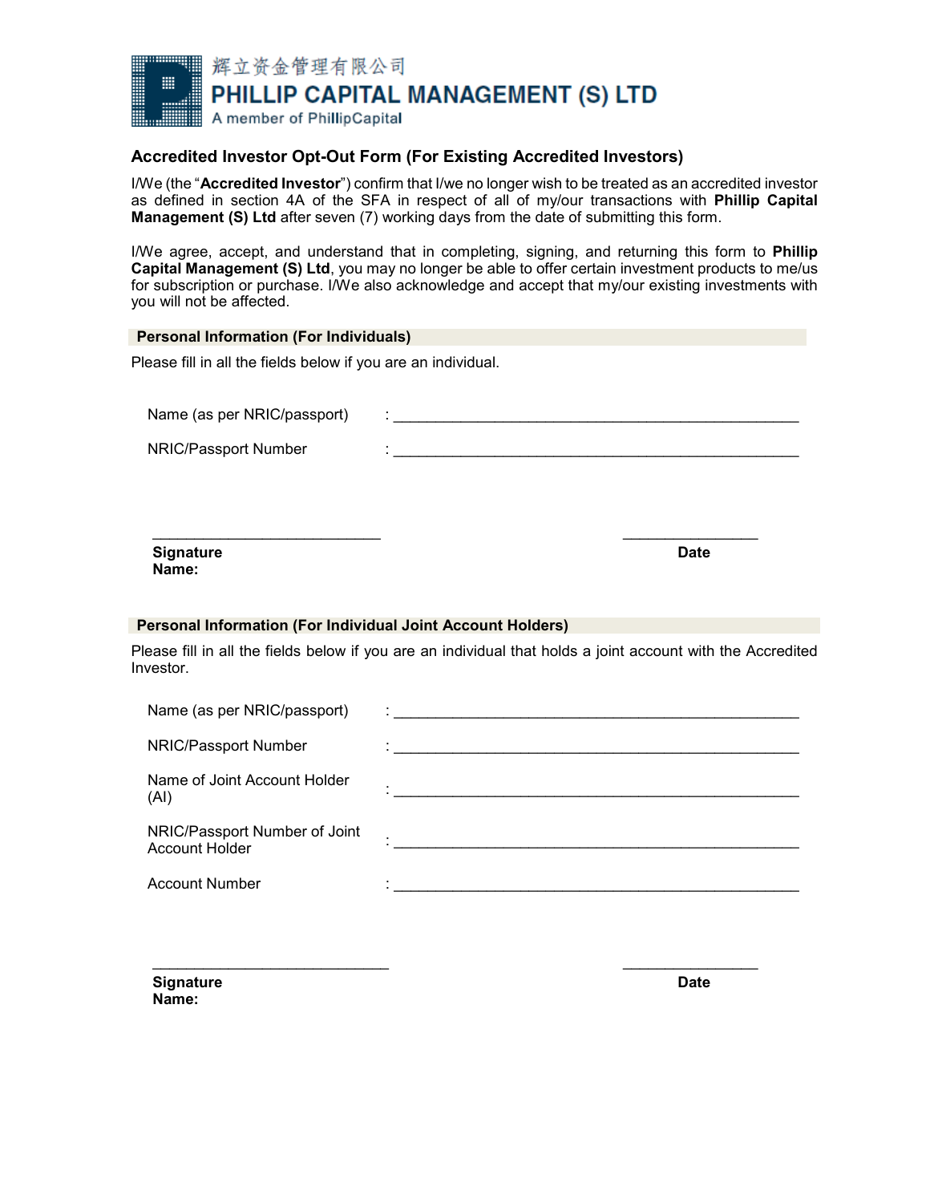輝立资金管理有限公司
**PHILLIP CAPITAL MANAGEMENT (S) LTD**
A member of PhillipCapital

## Accredited Investor Opt-Out Form (For Existing Accredited Investors)

I/We (the "**Accredited Investor**") confirm that I/we no longer wish to be treated as an accredited investor as defined in section 4A of the SFA in respect of all of my/our transactions with **Phillip Capital Management (S) Ltd** after seven (7) working days from the date of submitting this form.

I/We agree, accept, and understand that in completing, signing, and returning this form to **Phillip Capital Management (S) Ltd**, you may no longer be able to offer certain investment products to me/us for subscription or purchase. I/We also acknowledge and accept that my/our existing investments with you will not be affected.

### Personal Information (For Individuals)

Please fill in all the fields below if you are an individual.

Name (as per NRIC/passport) : ______________________________________________

NRIC/Passport Number : ______________________________________________

__________________________ ________________

**Signature** **Date**
**Name:**

### Personal Information (For Individual Joint Account Holders)

Please fill in all the fields below if you are an individual that holds a joint account with the Accredited Investor.

Name (as per NRIC/passport) : ______________________________________________

NRIC/Passport Number : ______________________________________________

Name of Joint Account Holder (AI) : ______________________________________________

NRIC/Passport Number of Joint Account Holder : ______________________________________________

Account Number : ______________________________________________

__________________________ ________________

**Signature** **Date**
**Name:**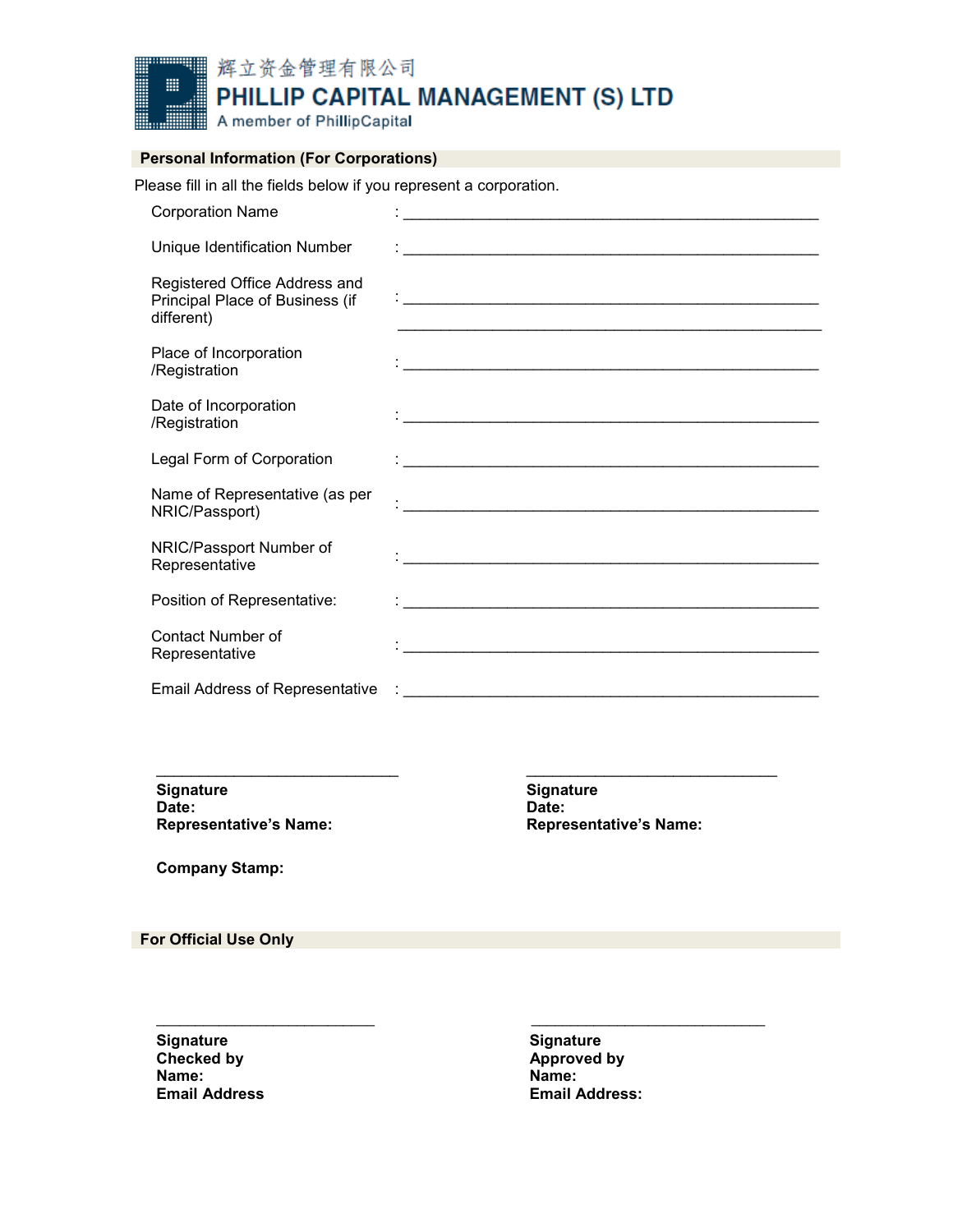輝立資金管理有限公司
**PHILLIP CAPITAL MANAGEMENT (S) LTD**
A member of PhillipCapital

## Personal Information (For Corporations)

Please fill in all the fields below if you represent a corporation.

Corporation Name : ____________________________________________

Unique Identification Number : ____________________________________________

Registered Office Address and Principal Place of Business (if different) : ____________________________________________
____________________________________________

Place of Incorporation /Registration : ____________________________________________

Date of Incorporation /Registration : ____________________________________________

Legal Form of Corporation : ____________________________________________

Name of Representative (as per NRIC/Passport) : ____________________________________________

NRIC/Passport Number of Representative : ____________________________________________

Position of Representative: : ____________________________________________

Contact Number of Representative : ____________________________________________

Email Address of Representative : ____________________________________________

____________________________
**Signature**
**Date:**
**Representative's Name:**

____________________________
**Signature**
**Date:**
**Representative's Name:**

**Company Stamp:**

## For Official Use Only

____________________________
**Signature**
**Checked by**
**Name:**
**Email Address**

____________________________
**Signature**
**Approved by**
**Name:**
**Email Address:**